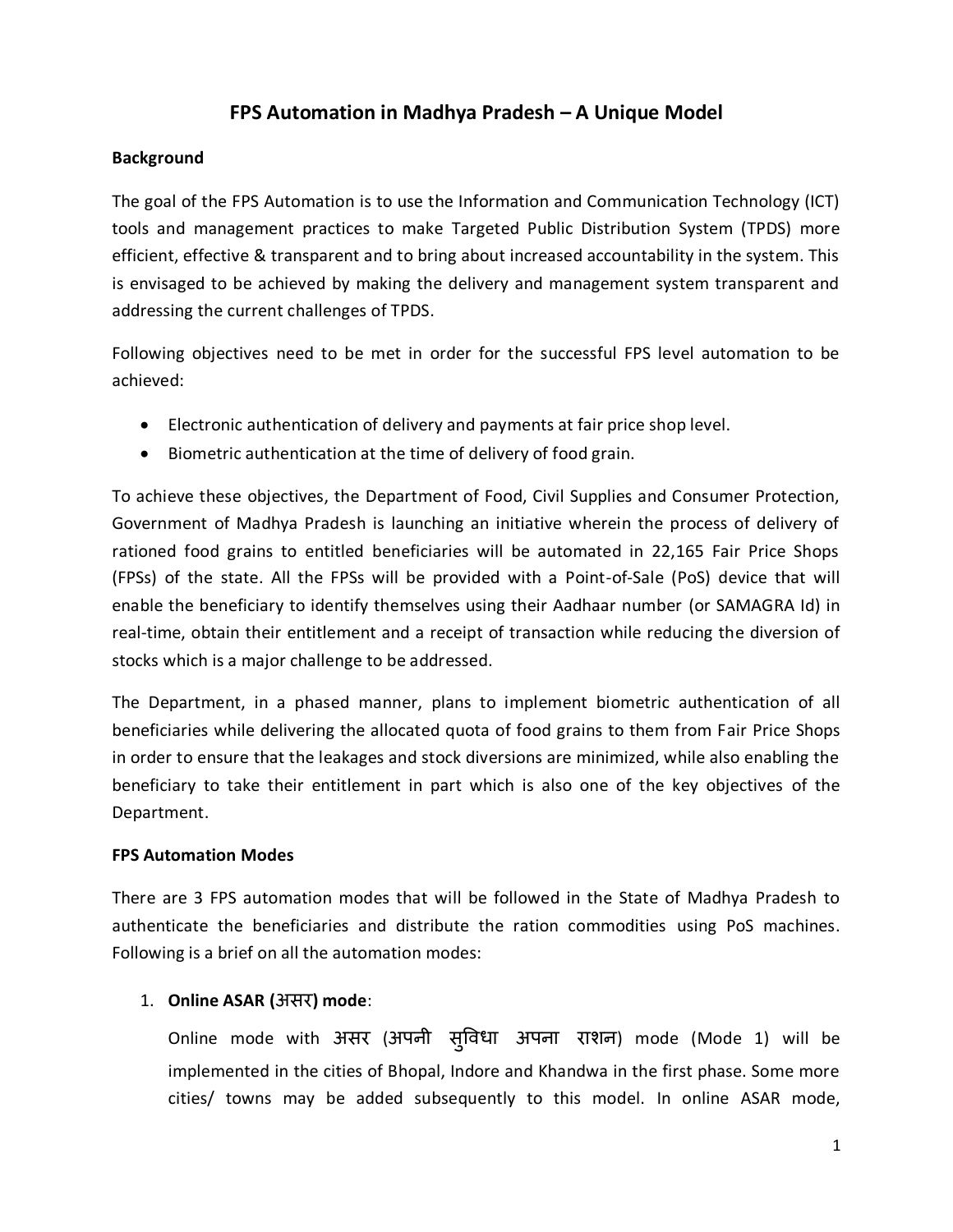# FPS Automation in Madhya Pradesh – A Unique Model

## Background

The goal of the FPS Automation is to use the Information and Communication Technology (ICT) tools and management practices to make Targeted Public Distribution System (TPDS) more efficient, effective & transparent and to bring about increased accountability in the system. This is envisaged to be achieved by making the delivery and management system transparent and addressing the current challenges of TPDS.

Following objectives need to be met in order for the successful FPS level automation to be achieved:

- Electronic authentication of delivery and payments at fair price shop level.
- Biometric authentication at the time of delivery of food grain.

To achieve these objectives, the Department of Food, Civil Supplies and Consumer Protection, Government of Madhya Pradesh is launching an initiative wherein the process of delivery of rationed food grains to entitled beneficiaries will be automated in 22,165 Fair Price Shops (FPSs) of the state. All the FPSs will be provided with a Point-of-Sale (PoS) device that will enable the beneficiary to identify themselves using their Aadhaar number (or SAMAGRA Id) in real-time, obtain their entitlement and a receipt of transaction while reducing the diversion of stocks which is a major challenge to be addressed.

The Department, in a phased manner, plans to implement biometric authentication of all beneficiaries while delivering the allocated quota of food grains to them from Fair Price Shops in order to ensure that the leakages and stock diversions are minimized, while also enabling the beneficiary to take their entitlement in part which is also one of the key objectives of the Department.

## FPS Automation Modes

There are 3 FPS automation modes that will be followed in the State of Madhya Pradesh to authenticate the beneficiaries and distribute the ration commodities using PoS machines. Following is a brief on all the automation modes:

1. **Online ASAR (असर) mode**:

   Online mode with असर (अपनी सुविधा अपना राशन) mode (Mode 1) will be implemented in the cities of Bhopal, Indore and Khandwa in the first phase. Some more cities/ towns may be added subsequently to this model. In online ASAR mode,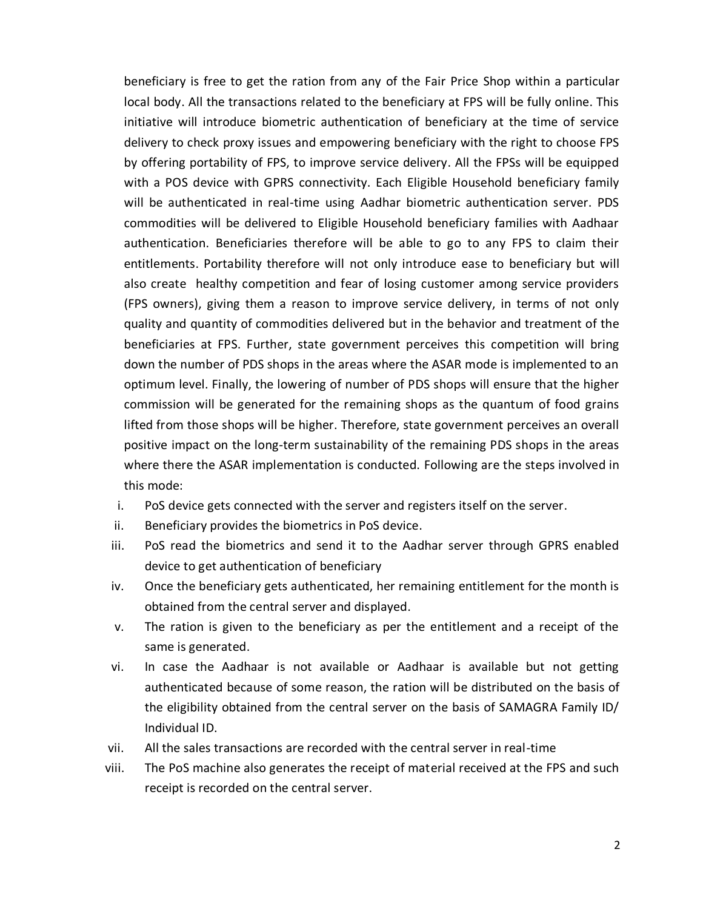beneficiary is free to get the ration from any of the Fair Price Shop within a particular local body. All the transactions related to the beneficiary at FPS will be fully online. This initiative will introduce biometric authentication of beneficiary at the time of service delivery to check proxy issues and empowering beneficiary with the right to choose FPS by offering portability of FPS, to improve service delivery. All the FPSs will be equipped with a POS device with GPRS connectivity. Each Eligible Household beneficiary family will be authenticated in real-time using Aadhar biometric authentication server. PDS commodities will be delivered to Eligible Household beneficiary families with Aadhaar authentication. Beneficiaries therefore will be able to go to any FPS to claim their entitlements. Portability therefore will not only introduce ease to beneficiary but will also create healthy competition and fear of losing customer among service providers (FPS owners), giving them a reason to improve service delivery, in terms of not only quality and quantity of commodities delivered but in the behavior and treatment of the beneficiaries at FPS. Further, state government perceives this competition will bring down the number of PDS shops in the areas where the ASAR mode is implemented to an optimum level. Finally, the lowering of number of PDS shops will ensure that the higher commission will be generated for the remaining shops as the quantum of food grains lifted from those shops will be higher. Therefore, state government perceives an overall positive impact on the long-term sustainability of the remaining PDS shops in the areas where there the ASAR implementation is conducted. Following are the steps involved in this mode:

i. PoS device gets connected with the server and registers itself on the server.
ii. Beneficiary provides the biometrics in PoS device.
iii. PoS read the biometrics and send it to the Aadhar server through GPRS enabled device to get authentication of beneficiary
iv. Once the beneficiary gets authenticated, her remaining entitlement for the month is obtained from the central server and displayed.
v. The ration is given to the beneficiary as per the entitlement and a receipt of the same is generated.
vi. In case the Aadhaar is not available or Aadhaar is available but not getting authenticated because of some reason, the ration will be distributed on the basis of the eligibility obtained from the central server on the basis of SAMAGRA Family ID/ Individual ID.
vii. All the sales transactions are recorded with the central server in real-time
viii. The PoS machine also generates the receipt of material received at the FPS and such receipt is recorded on the central server.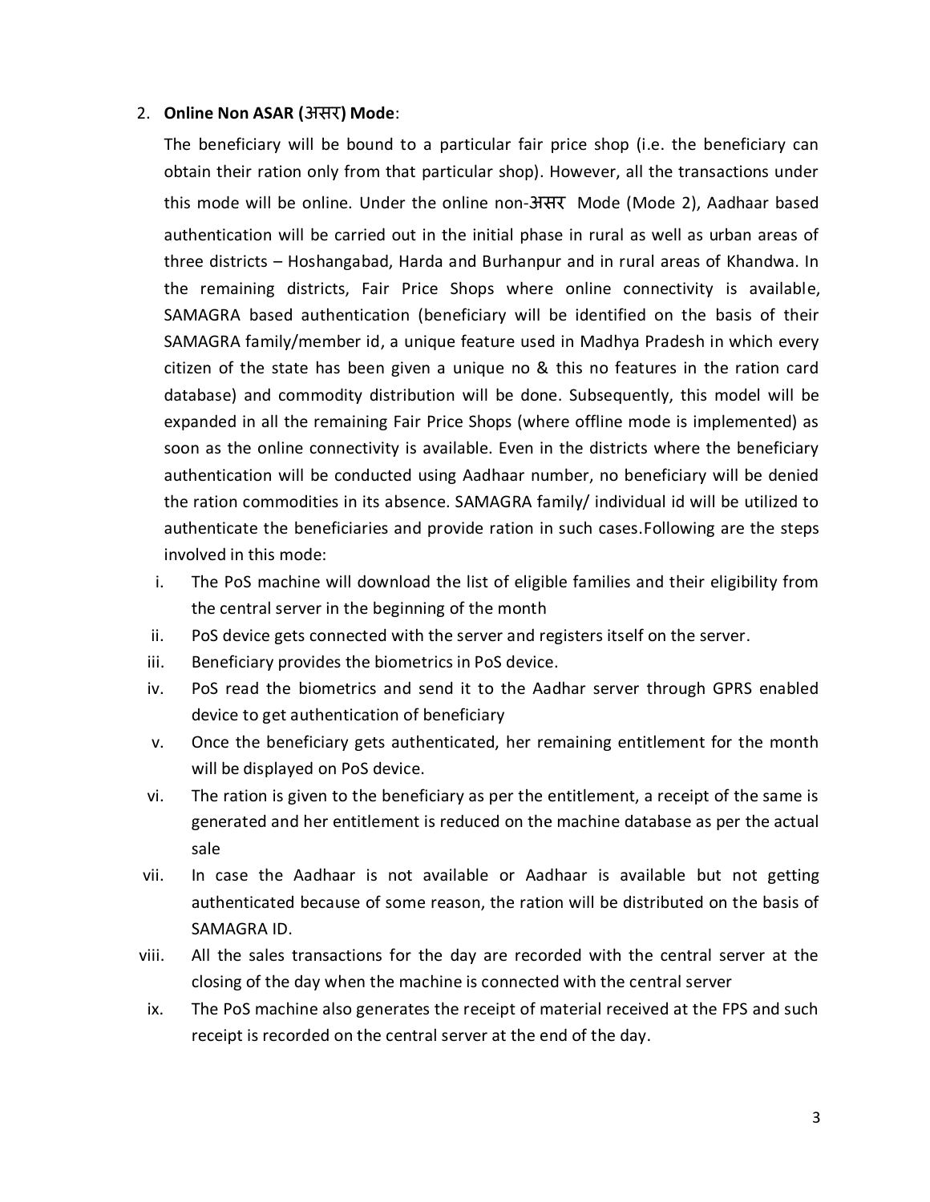2. **Online Non ASAR (असर) Mode**:

   The beneficiary will be bound to a particular fair price shop (i.e. the beneficiary can obtain their ration only from that particular shop). However, all the transactions under this mode will be online. Under the online non-असर Mode (Mode 2), Aadhaar based authentication will be carried out in the initial phase in rural as well as urban areas of three districts – Hoshangabad, Harda and Burhanpur and in rural areas of Khandwa. In the remaining districts, Fair Price Shops where online connectivity is available, SAMAGRA based authentication (beneficiary will be identified on the basis of their SAMAGRA family/member id, a unique feature used in Madhya Pradesh in which every citizen of the state has been given a unique no & this no features in the ration card database) and commodity distribution will be done. Subsequently, this model will be expanded in all the remaining Fair Price Shops (where offline mode is implemented) as soon as the online connectivity is available. Even in the districts where the beneficiary authentication will be conducted using Aadhaar number, no beneficiary will be denied the ration commodities in its absence. SAMAGRA family/ individual id will be utilized to authenticate the beneficiaries and provide ration in such cases.Following are the steps involved in this mode:

   i. The PoS machine will download the list of eligible families and their eligibility from the central server in the beginning of the month
   ii. PoS device gets connected with the server and registers itself on the server.
   iii. Beneficiary provides the biometrics in PoS device.
   iv. PoS read the biometrics and send it to the Aadhar server through GPRS enabled device to get authentication of beneficiary
   v. Once the beneficiary gets authenticated, her remaining entitlement for the month will be displayed on PoS device.
   vi. The ration is given to the beneficiary as per the entitlement, a receipt of the same is generated and her entitlement is reduced on the machine database as per the actual sale
   vii. In case the Aadhaar is not available or Aadhaar is available but not getting authenticated because of some reason, the ration will be distributed on the basis of SAMAGRA ID.
   viii. All the sales transactions for the day are recorded with the central server at the closing of the day when the machine is connected with the central server
   ix. The PoS machine also generates the receipt of material received at the FPS and such receipt is recorded on the central server at the end of the day.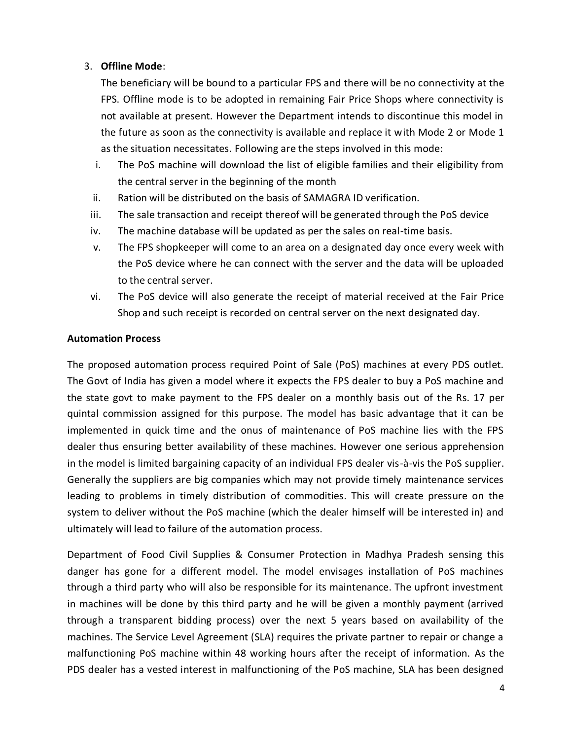3. **Offline Mode**:

   The beneficiary will be bound to a particular FPS and there will be no connectivity at the FPS. Offline mode is to be adopted in remaining Fair Price Shops where connectivity is not available at present. However the Department intends to discontinue this model in the future as soon as the connectivity is available and replace it with Mode 2 or Mode 1 as the situation necessitates. Following are the steps involved in this mode:

   i. The PoS machine will download the list of eligible families and their eligibility from the central server in the beginning of the month
   ii. Ration will be distributed on the basis of SAMAGRA ID verification.
   iii. The sale transaction and receipt thereof will be generated through the PoS device
   iv. The machine database will be updated as per the sales on real-time basis.
   v. The FPS shopkeeper will come to an area on a designated day once every week with the PoS device where he can connect with the server and the data will be uploaded to the central server.
   vi. The PoS device will also generate the receipt of material received at the Fair Price Shop and such receipt is recorded on central server on the next designated day.

**Automation Process**

The proposed automation process required Point of Sale (PoS) machines at every PDS outlet. The Govt of India has given a model where it expects the FPS dealer to buy a PoS machine and the state govt to make payment to the FPS dealer on a monthly basis out of the Rs. 17 per quintal commission assigned for this purpose. The model has basic advantage that it can be implemented in quick time and the onus of maintenance of PoS machine lies with the FPS dealer thus ensuring better availability of these machines. However one serious apprehension in the model is limited bargaining capacity of an individual FPS dealer vis-à-vis the PoS supplier. Generally the suppliers are big companies which may not provide timely maintenance services leading to problems in timely distribution of commodities. This will create pressure on the system to deliver without the PoS machine (which the dealer himself will be interested in) and ultimately will lead to failure of the automation process.

Department of Food Civil Supplies & Consumer Protection in Madhya Pradesh sensing this danger has gone for a different model. The model envisages installation of PoS machines through a third party who will also be responsible for its maintenance. The upfront investment in machines will be done by this third party and he will be given a monthly payment (arrived through a transparent bidding process) over the next 5 years based on availability of the machines. The Service Level Agreement (SLA) requires the private partner to repair or change a malfunctioning PoS machine within 48 working hours after the receipt of information. As the PDS dealer has a vested interest in malfunctioning of the PoS machine, SLA has been designed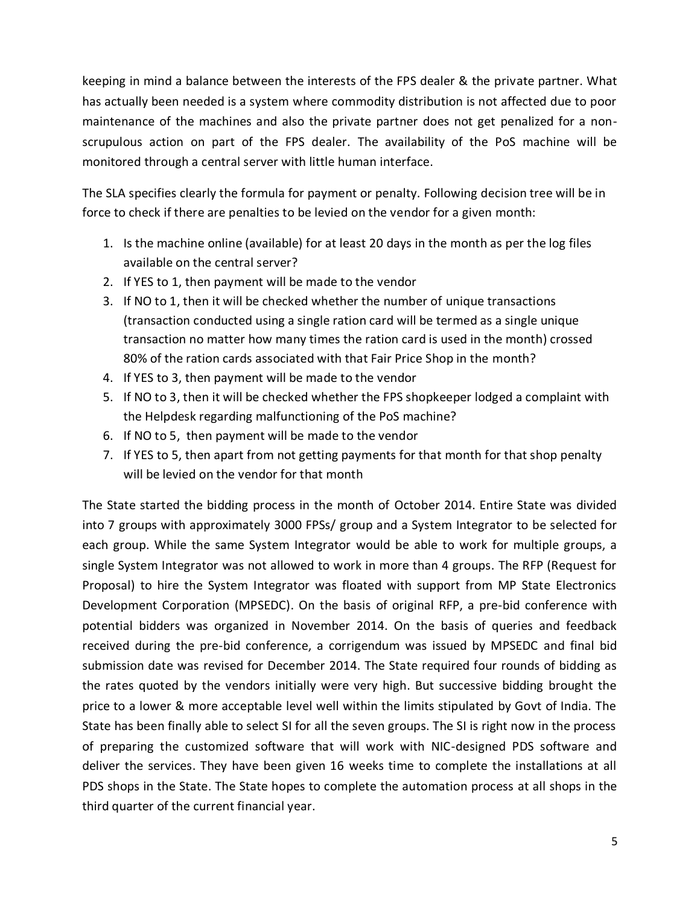keeping in mind a balance between the interests of the FPS dealer & the private partner. What has actually been needed is a system where commodity distribution is not affected due to poor maintenance of the machines and also the private partner does not get penalized for a non-scrupulous action on part of the FPS dealer. The availability of the PoS machine will be monitored through a central server with little human interface.

The SLA specifies clearly the formula for payment or penalty. Following decision tree will be in force to check if there are penalties to be levied on the vendor for a given month:

1. Is the machine online (available) for at least 20 days in the month as per the log files available on the central server?
2. If YES to 1, then payment will be made to the vendor
3. If NO to 1, then it will be checked whether the number of unique transactions (transaction conducted using a single ration card will be termed as a single unique transaction no matter how many times the ration card is used in the month) crossed 80% of the ration cards associated with that Fair Price Shop in the month?
4. If YES to 3, then payment will be made to the vendor
5. If NO to 3, then it will be checked whether the FPS shopkeeper lodged a complaint with the Helpdesk regarding malfunctioning of the PoS machine?
6. If NO to 5, then payment will be made to the vendor
7. If YES to 5, then apart from not getting payments for that month for that shop penalty will be levied on the vendor for that month

The State started the bidding process in the month of October 2014. Entire State was divided into 7 groups with approximately 3000 FPSs/ group and a System Integrator to be selected for each group. While the same System Integrator would be able to work for multiple groups, a single System Integrator was not allowed to work in more than 4 groups. The RFP (Request for Proposal) to hire the System Integrator was floated with support from MP State Electronics Development Corporation (MPSEDC). On the basis of original RFP, a pre-bid conference with potential bidders was organized in November 2014. On the basis of queries and feedback received during the pre-bid conference, a corrigendum was issued by MPSEDC and final bid submission date was revised for December 2014. The State required four rounds of bidding as the rates quoted by the vendors initially were very high. But successive bidding brought the price to a lower & more acceptable level well within the limits stipulated by Govt of India. The State has been finally able to select SI for all the seven groups. The SI is right now in the process of preparing the customized software that will work with NIC-designed PDS software and deliver the services. They have been given 16 weeks time to complete the installations at all PDS shops in the State. The State hopes to complete the automation process at all shops in the third quarter of the current financial year.